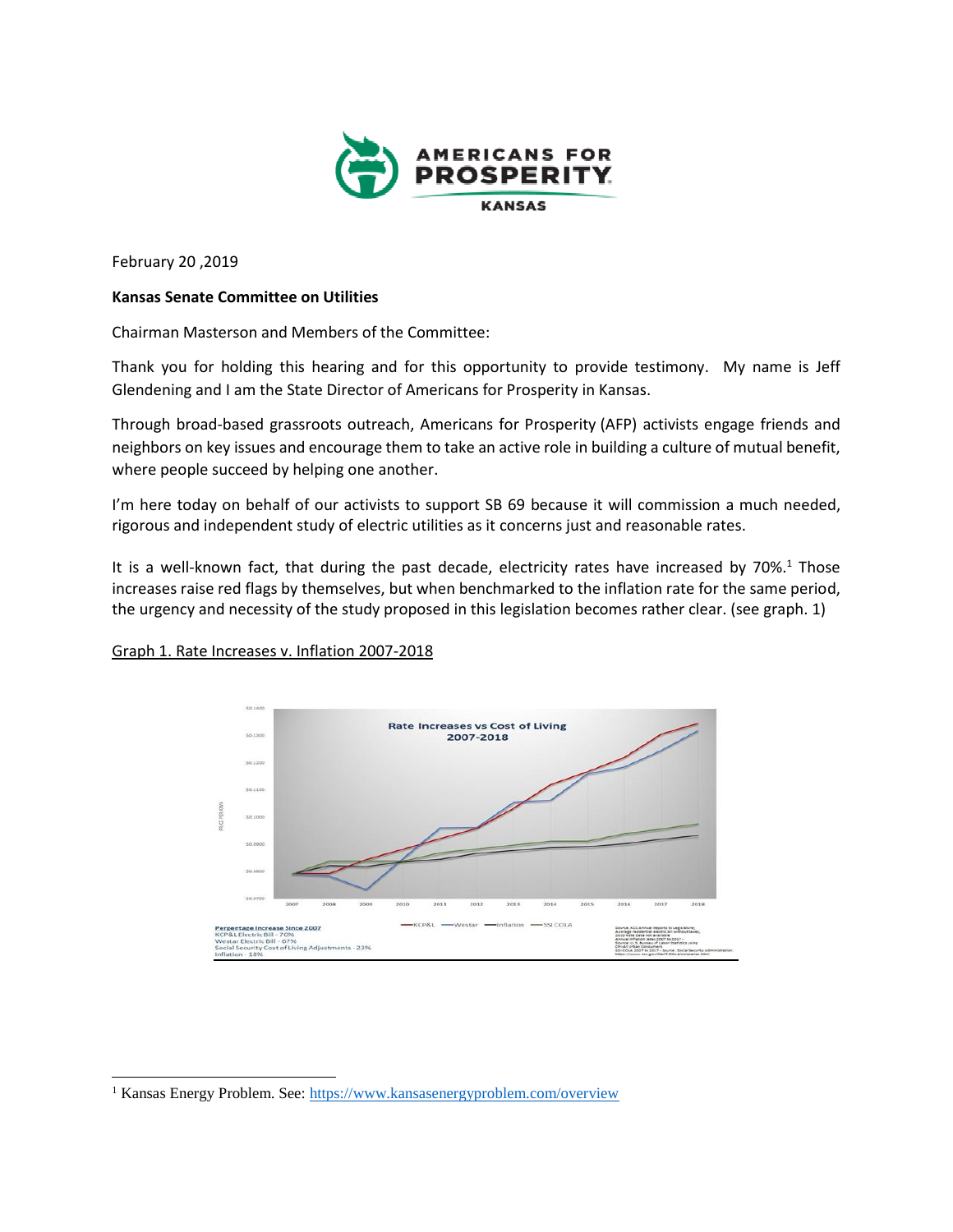AMERICANS FOR PROSPERITY
KANSAS

February 20 ,2019

**Kansas Senate Committee on Utilities**

Chairman Masterson and Members of the Committee:

Thank you for holding this hearing and for this opportunity to provide testimony. My name is Jeff Glendening and I am the State Director of Americans for Prosperity in Kansas.

Through broad-based grassroots outreach, Americans for Prosperity (AFP) activists engage friends and neighbors on key issues and encourage them to take an active role in building a culture of mutual benefit, where people succeed by helping one another.

I'm here today on behalf of our activists to support SB 69 because it will commission a much needed, rigorous and independent study of electric utilities as it concerns just and reasonable rates.

It is a well-known fact, that during the past decade, electricity rates have increased by 70%.[1] Those increases raise red flags by themselves, but when benchmarked to the inflation rate for the same period, the urgency and necessity of the study proposed in this legislation becomes rather clear. (see graph. 1)

Graph 1. Rate Increases v. Inflation 2007-2018

Rate Increases vs Cost of Living 2007-2018

Percentage Increase Since 2007
KCP&L Electric Bill - 70%
Westar Electric Bill - 67%
Social Security Cost of Living Adjustments - 23%
Inflation - 18%

---

[1] Kansas Energy Problem. See: https://www.kansasenergyproblem.com/overview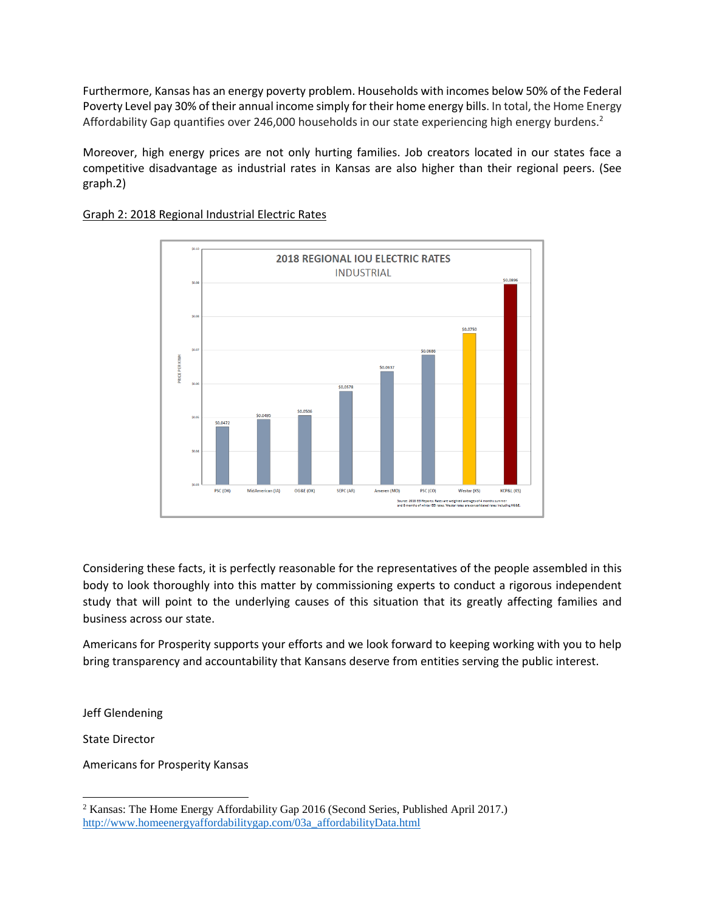Furthermore, Kansas has an energy poverty problem. Households with incomes below 50% of the Federal Poverty Level pay 30% of their annual income simply for their home energy bills. In total, the Home Energy Affordability Gap quantifies over 246,000 households in our state experiencing high energy burdens.[2]

Moreover, high energy prices are not only hurting families. Job creators located in our states face a competitive disadvantage as industrial rates in Kansas are also higher than their regional peers. (See graph.2)

Graph 2: 2018 Regional Industrial Electric Rates

2018 REGIONAL IOU ELECTRIC RATES

INDUSTRIAL

PRICE PER KWH

$0.10
$0.09
$0.08
$0.07
$0.06
$0.05
$0.04
$0.03

$0.0472
$0.0495
$0.0506
$0.0578
$0.0637
$0.0686
$0.0750
$0.0896

PSC (OK)
MidAmerican (IA)
OG&E (OK)
SEPC (AR)
Ameren (MO)
PSC (CO)
Westar (KS)
KCP&L (KS)

Source: 2018 EEI Reports. Rates are weighted averages of 4 months summer and 8 months of winter EEI rates. Westar rates are consolidated rates including KG&E.

Considering these facts, it is perfectly reasonable for the representatives of the people assembled in this body to look thoroughly into this matter by commissioning experts to conduct a rigorous independent study that will point to the underlying causes of this situation that its greatly affecting families and business across our state.

Americans for Prosperity supports your efforts and we look forward to keeping working with you to help bring transparency and accountability that Kansans deserve from entities serving the public interest.

Jeff Glendening

State Director

Americans for Prosperity Kansas

---

[2] Kansas: The Home Energy Affordability Gap 2016 (Second Series, Published April 2017.) http://www.homeenergyaffordabilitygap.com/03a_affordabilityData.html